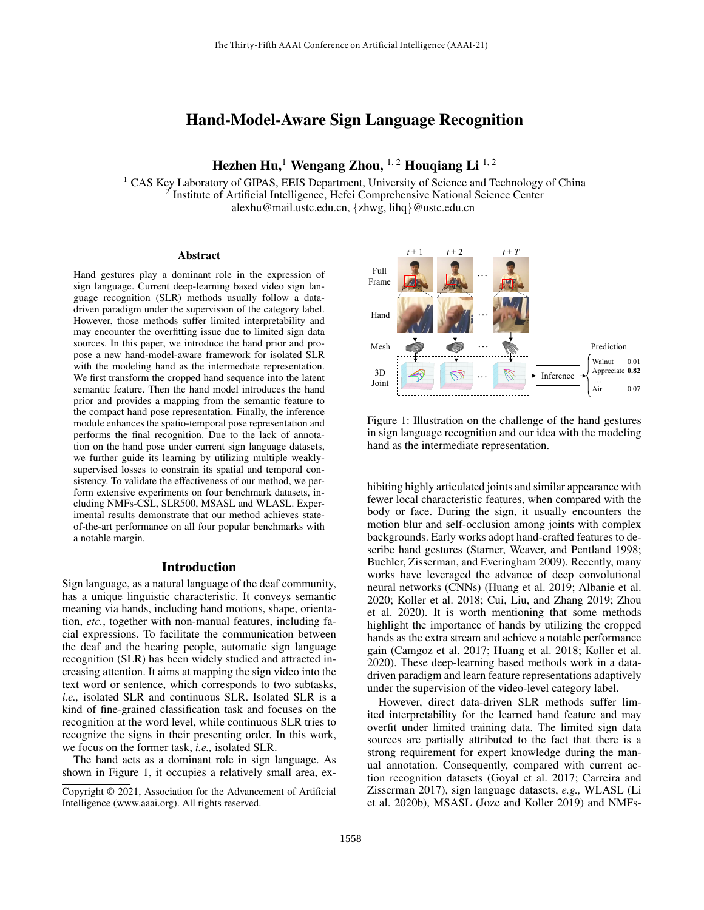# Hand-Model-Aware Sign Language Recognition

**Hezhen Hu,[1] Wengang Zhou,[1, 2] Houqiang Li [1, 2]**

[1] CAS Key Laboratory of GIPAS, EEIS Department, University of Science and Technology of China
[2] Institute of Artificial Intelligence, Hefei Comprehensive National Science Center
alexhu@mail.ustc.edu.cn, {zhwg, lihq}@ustc.edu.cn

## Abstract

Hand gestures play a dominant role in the expression of sign language. Current deep-learning based video sign language recognition (SLR) methods usually follow a data-driven paradigm under the supervision of the category label. However, those methods suffer limited interpretability and may encounter the overfitting issue due to limited sign data sources. In this paper, we introduce the hand prior and propose a new hand-model-aware framework for isolated SLR with the modeling hand as the intermediate representation. We first transform the cropped hand sequence into the latent semantic feature. Then the hand model introduces the hand prior and provides a mapping from the semantic feature to the compact hand pose representation. Finally, the inference module enhances the spatio-temporal pose representation and performs the final recognition. Due to the lack of annotation on the hand pose under current sign language datasets, we further guide its learning by utilizing multiple weakly-supervised losses to constrain its spatial and temporal consistency. To validate the effectiveness of our method, we perform extensive experiments on four benchmark datasets, including NMFs-CSL, SLR500, MSASL and WLASL. Experimental results demonstrate that our method achieves state-of-the-art performance on all four popular benchmarks with a notable margin.

## Introduction

Sign language, as a natural language of the deaf community, has a unique linguistic characteristic. It conveys semantic meaning via hands, including hand motions, shape, orientation, *etc.*, together with non-manual features, including facial expressions. To facilitate the communication between the deaf and the hearing people, automatic sign language recognition (SLR) has been widely studied and attracted increasing attention. It aims at mapping the sign video into the text word or sentence, which corresponds to two subtasks, *i.e.,* isolated SLR and continuous SLR. Isolated SLR is a kind of fine-grained classification task and focuses on the recognition at the word level, while continuous SLR tries to recognize the signs in their presenting order. In this work, we focus on the former task, *i.e.,* isolated SLR.

The hand acts as a dominant role in sign language. As shown in Figure 1, it occupies a relatively small area, exhibiting highly articulated joints and similar appearance with fewer local characteristic features, when compared with the body or face. During the sign, it usually encounters the motion blur and self-occlusion among joints with complex backgrounds. Early works adopt hand-crafted features to describe hand gestures (Starner, Weaver, and Pentland 1998; Buehler, Zisserman, and Everingham 2009). Recently, many works have leveraged the advance of deep convolutional neural networks (CNNs) (Huang et al. 2019; Albanie et al. 2020; Koller et al. 2018; Cui, Liu, and Zhang 2019; Zhou et al. 2020). It is worth mentioning that some methods highlight the importance of hands by utilizing the cropped hands as the extra stream and achieve a notable performance gain (Camgoz et al. 2017; Huang et al. 2018; Koller et al. 2020). These deep-learning based methods work in a data-driven paradigm and learn feature representations adaptively under the supervision of the video-level category label.

Figure 1: Illustration on the challenge of the hand gestures in sign language recognition and our idea with the modeling hand as the intermediate representation.

However, direct data-driven SLR methods suffer limited interpretability for the learned hand feature and may overfit under limited training data. The limited sign data sources are partially attributed to the fact that there is a strong requirement for expert knowledge during the manual annotation. Consequently, compared with current action recognition datasets (Goyal et al. 2017; Carreira and Zisserman 2017), sign language datasets, *e.g.,* WLASL (Li et al. 2020b), MSASL (Joze and Koller 2019) and NMFs-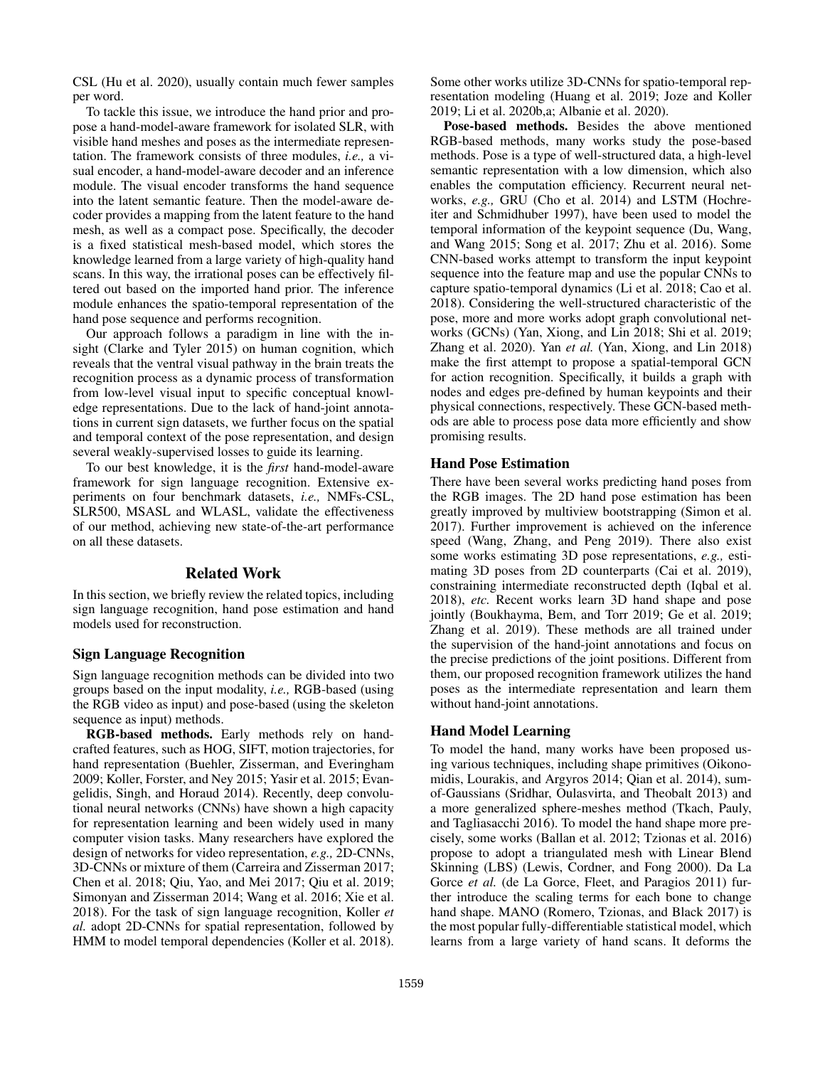CSL (Hu et al. 2020), usually contain much fewer samples per word.

To tackle this issue, we introduce the hand prior and propose a hand-model-aware framework for isolated SLR, with visible hand meshes and poses as the intermediate representation. The framework consists of three modules, *i.e.,* a visual encoder, a hand-model-aware decoder and an inference module. The visual encoder transforms the hand sequence into the latent semantic feature. Then the model-aware decoder provides a mapping from the latent feature to the hand mesh, as well as a compact pose. Specifically, the decoder is a fixed statistical mesh-based model, which stores the knowledge learned from a large variety of high-quality hand scans. In this way, the irrational poses can be effectively filtered out based on the imported hand prior. The inference module enhances the spatio-temporal representation of the hand pose sequence and performs recognition.

Our approach follows a paradigm in line with the insight (Clarke and Tyler 2015) on human cognition, which reveals that the ventral visual pathway in the brain treats the recognition process as a dynamic process of transformation from low-level visual input to specific conceptual knowledge representations. Due to the lack of hand-joint annotations in current sign datasets, we further focus on the spatial and temporal context of the pose representation, and design several weakly-supervised losses to guide its learning.

To our best knowledge, it is the *first* hand-model-aware framework for sign language recognition. Extensive experiments on four benchmark datasets, *i.e.,* NMFs-CSL, SLR500, MSASL and WLASL, validate the effectiveness of our method, achieving new state-of-the-art performance on all these datasets.

## Related Work

In this section, we briefly review the related topics, including sign language recognition, hand pose estimation and hand models used for reconstruction.

### Sign Language Recognition

Sign language recognition methods can be divided into two groups based on the input modality, *i.e.,* RGB-based (using the RGB video as input) and pose-based (using the skeleton sequence as input) methods.

**RGB-based methods.** Early methods rely on handcrafted features, such as HOG, SIFT, motion trajectories, for hand representation (Buehler, Zisserman, and Everingham 2009; Koller, Forster, and Ney 2015; Yasir et al. 2015; Evangelidis, Singh, and Horaud 2014). Recently, deep convolutional neural networks (CNNs) have shown a high capacity for representation learning and been widely used in many computer vision tasks. Many researchers have explored the design of networks for video representation, *e.g.,* 2D-CNNs, 3D-CNNs or mixture of them (Carreira and Zisserman 2017; Chen et al. 2018; Qiu, Yao, and Mei 2017; Qiu et al. 2019; Simonyan and Zisserman 2014; Wang et al. 2016; Xie et al. 2018). For the task of sign language recognition, Koller *et al.* adopt 2D-CNNs for spatial representation, followed by HMM to model temporal dependencies (Koller et al. 2018). Some other works utilize 3D-CNNs for spatio-temporal representation modeling (Huang et al. 2019; Joze and Koller 2019; Li et al. 2020b,a; Albanie et al. 2020).

**Pose-based methods.** Besides the above mentioned RGB-based methods, many works study the pose-based methods. Pose is a type of well-structured data, a high-level semantic representation with a low dimension, which also enables the computation efficiency. Recurrent neural networks, *e.g.,* GRU (Cho et al. 2014) and LSTM (Hochreiter and Schmidhuber 1997), have been used to model the temporal information of the keypoint sequence (Du, Wang, and Wang 2015; Song et al. 2017; Zhu et al. 2016). Some CNN-based works attempt to transform the input keypoint sequence into the feature map and use the popular CNNs to capture spatio-temporal dynamics (Li et al. 2018; Cao et al. 2018). Considering the well-structured characteristic of the pose, more and more works adopt graph convolutional networks (GCNs) (Yan, Xiong, and Lin 2018; Shi et al. 2019; Zhang et al. 2020). Yan *et al.* (Yan, Xiong, and Lin 2018) make the first attempt to propose a spatial-temporal GCN for action recognition. Specifically, it builds a graph with nodes and edges pre-defined by human keypoints and their physical connections, respectively. These GCN-based methods are able to process pose data more efficiently and show promising results.

### Hand Pose Estimation

There have been several works predicting hand poses from the RGB images. The 2D hand pose estimation has been greatly improved by multiview bootstrapping (Simon et al. 2017). Further improvement is achieved on the inference speed (Wang, Zhang, and Peng 2019). There also exist some works estimating 3D pose representations, *e.g.,* estimating 3D poses from 2D counterparts (Cai et al. 2019), constraining intermediate reconstructed depth (Iqbal et al. 2018), *etc.* Recent works learn 3D hand shape and pose jointly (Boukhayma, Bem, and Torr 2019; Ge et al. 2019; Zhang et al. 2019). These methods are all trained under the supervision of the hand-joint annotations and focus on the precise predictions of the joint positions. Different from them, our proposed recognition framework utilizes the hand poses as the intermediate representation and learn them without hand-joint annotations.

### Hand Model Learning

To model the hand, many works have been proposed using various techniques, including shape primitives (Oikonomidis, Lourakis, and Argyros 2014; Qian et al. 2014), sum-of-Gaussians (Sridhar, Oulasvirta, and Theobalt 2013) and a more generalized sphere-meshes method (Tkach, Pauly, and Tagliasacchi 2016). To model the hand shape more precisely, some works (Ballan et al. 2012; Tzionas et al. 2016) propose to adopt a triangulated mesh with Linear Blend Skinning (LBS) (Lewis, Cordner, and Fong 2000). Da La Gorce *et al.* (de La Gorce, Fleet, and Paragios 2011) further introduce the scaling terms for each bone to change hand shape. MANO (Romero, Tzionas, and Black 2017) is the most popular fully-differentiable statistical model, which learns from a large variety of hand scans. It deforms the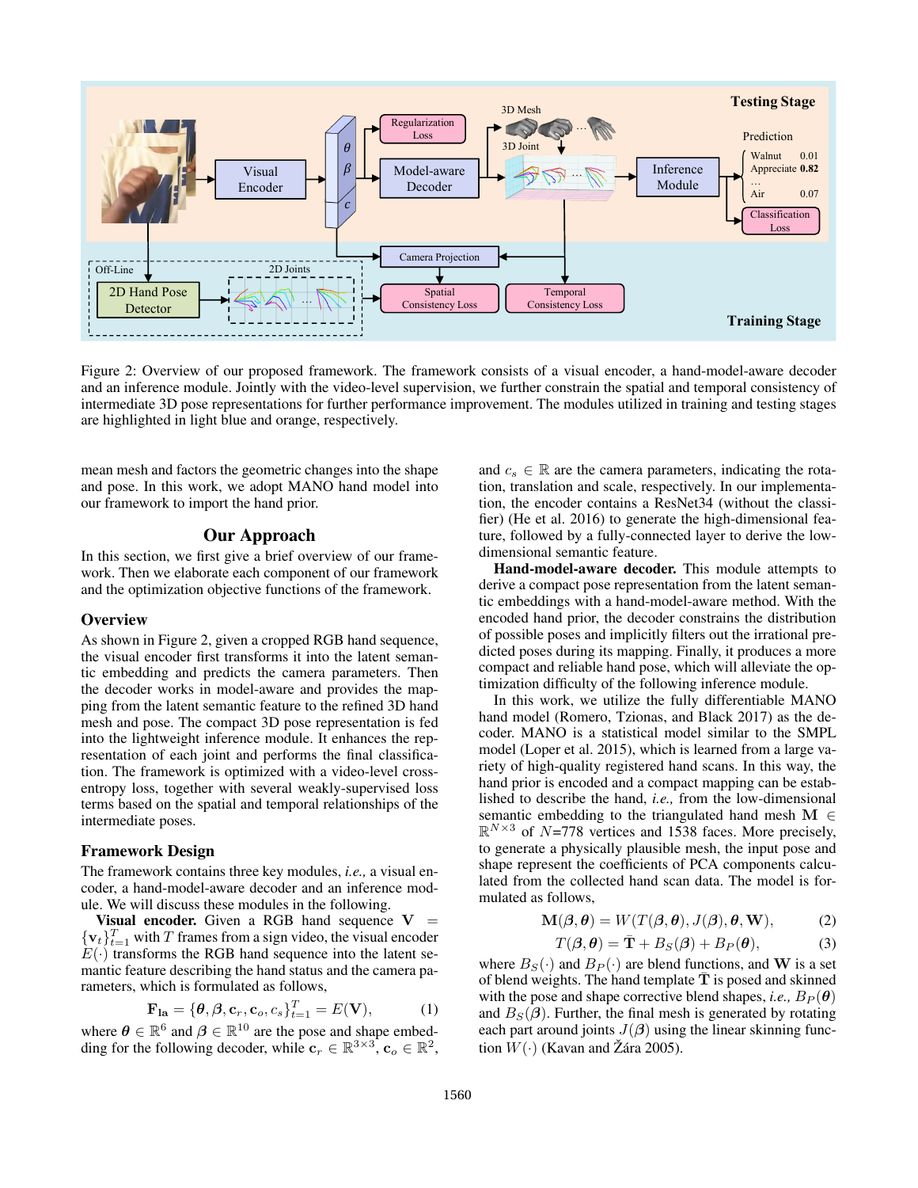Figure 2: Overview of our proposed framework. The framework consists of a visual encoder, a hand-model-aware decoder and an inference module. Jointly with the video-level supervision, we further constrain the spatial and temporal consistency of intermediate 3D pose representations for further performance improvement. The modules utilized in training and testing stages are highlighted in light blue and orange, respectively.

mean mesh and factors the geometric changes into the shape and pose. In this work, we adopt MANO hand model into our framework to import the hand prior.

## Our Approach

In this section, we first give a brief overview of our framework. Then we elaborate each component of our framework and the optimization objective functions of the framework.

### Overview

As shown in Figure 2, given a cropped RGB hand sequence, the visual encoder first transforms it into the latent semantic embedding and predicts the camera parameters. Then the decoder works in model-aware and provides the mapping from the latent semantic feature to the refined 3D hand mesh and pose. The compact 3D pose representation is fed into the lightweight inference module. It enhances the representation of each joint and performs the final classification. The framework is optimized with a video-level cross-entropy loss, together with several weakly-supervised loss terms based on the spatial and temporal relationships of the intermediate poses.

### Framework Design

The framework contains three key modules, *i.e.,* a visual encoder, a hand-model-aware decoder and an inference module. We will discuss these modules in the following.

**Visual encoder.** Given a RGB hand sequence $\mathbf{V} = \{\mathbf{v}_t\}_{t=1}^{T}$ with $T$ frames from a sign video, the visual encoder $E(\cdot)$ transforms the RGB hand sequence into the latent semantic feature describing the hand status and the camera parameters, which is formulated as follows,

$$\mathbf{F_{la}} = \{\boldsymbol{\theta}, \boldsymbol{\beta}, \mathbf{c}_r, \mathbf{c}_o, c_s\}_{t=1}^{T} = E(\mathbf{V}), \tag{1}$$

where $\boldsymbol{\theta} \in \mathbb{R}^6$ and $\boldsymbol{\beta} \in \mathbb{R}^{10}$ are the pose and shape embedding for the following decoder, while $\mathbf{c}_r \in \mathbb{R}^{3\times3}$, $\mathbf{c}_o \in \mathbb{R}^2$, and $c_s \in \mathbb{R}$ are the camera parameters, indicating the rotation, translation and scale, respectively. In our implementation, the encoder contains a ResNet34 (without the classifier) (He et al. 2016) to generate the high-dimensional feature, followed by a fully-connected layer to derive the low-dimensional semantic feature.

**Hand-model-aware decoder.** This module attempts to derive a compact pose representation from the latent semantic embeddings with a hand-model-aware method. With the encoded hand prior, the decoder constrains the distribution of possible poses and implicitly filters out the irrational predicted poses during its mapping. Finally, it produces a more compact and reliable hand pose, which will alleviate the optimization difficulty of the following inference module.

In this work, we utilize the fully differentiable MANO hand model (Romero, Tzionas, and Black 2017) as the decoder. MANO is a statistical model similar to the SMPL model (Loper et al. 2015), which is learned from a large variety of high-quality registered hand scans. In this way, the hand prior is encoded and a compact mapping can be established to describe the hand, *i.e.,* from the low-dimensional semantic embedding to the triangulated hand mesh $\mathbf{M} \in \mathbb{R}^{N\times3}$ of $N$=778 vertices and 1538 faces. More precisely, to generate a physically plausible mesh, the input pose and shape represent the coefficients of PCA components calculated from the collected hand scan data. The model is formulated as follows,

$$\mathbf{M}(\boldsymbol{\beta}, \boldsymbol{\theta}) = W(T(\boldsymbol{\beta}, \boldsymbol{\theta}), J(\boldsymbol{\beta}), \boldsymbol{\theta}, \mathbf{W}), \tag{2}$$

$$T(\boldsymbol{\beta}, \boldsymbol{\theta}) = \bar{\mathbf{T}} + B_S(\boldsymbol{\beta}) + B_P(\boldsymbol{\theta}), \tag{3}$$

where $B_S(\cdot)$ and $B_P(\cdot)$ are blend functions, and $\mathbf{W}$ is a set of blend weights. The hand template $\bar{\mathbf{T}}$ is posed and skinned with the pose and shape corrective blend shapes, *i.e.,* $B_P(\boldsymbol{\theta})$ and $B_S(\boldsymbol{\beta})$. Further, the final mesh is generated by rotating each part around joints $J(\boldsymbol{\beta})$ using the linear skinning function $W(\cdot)$ (Kavan and Žára 2005).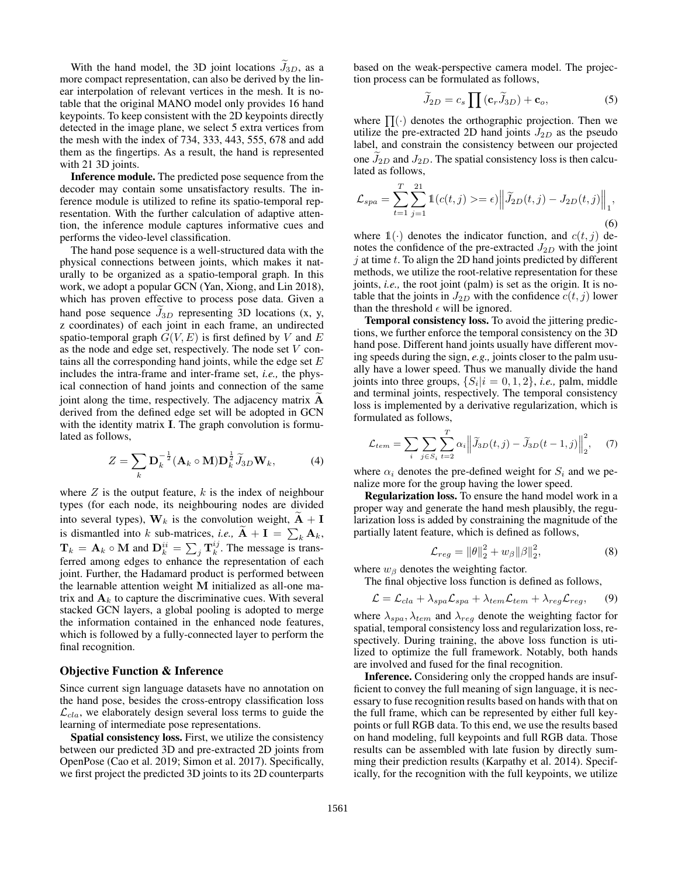With the hand model, the 3D joint locations $\widetilde{J}_{3D}$, as a more compact representation, can also be derived by the linear interpolation of relevant vertices in the mesh. It is notable that the original MANO model only provides 16 hand keypoints. To keep consistent with the 2D keypoints directly detected in the image plane, we select 5 extra vertices from the mesh with the index of 734, 333, 443, 555, 678 and add them as the fingertips. As a result, the hand is represented with 21 3D joints.

**Inference module.** The predicted pose sequence from the decoder may contain some unsatisfactory results. The inference module is utilized to refine its spatio-temporal representation. With the further calculation of adaptive attention, the inference module captures informative cues and performs the video-level classification.

The hand pose sequence is a well-structured data with the physical connections between joints, which makes it naturally to be organized as a spatio-temporal graph. In this work, we adopt a popular GCN (Yan, Xiong, and Lin 2018), which has proven effective to process pose data. Given a hand pose sequence $\widetilde{J}_{3D}$ representing 3D locations (x, y, z coordinates) of each joint in each frame, an undirected spatio-temporal graph $G(V, E)$ is first defined by $V$ and $E$ as the node and edge set, respectively. The node set $V$ contains all the corresponding hand joints, while the edge set $E$ includes the intra-frame and inter-frame set, *i.e.,* the physical connection of hand joints and connection of the same joint along the time, respectively. The adjacency matrix $\widetilde{\mathbf{A}}$ derived from the defined edge set will be adopted in GCN with the identity matrix $\mathbf{I}$. The graph convolution is formulated as follows,

$$Z = \sum_{k} \mathbf{D}_k^{-\frac{1}{2}} (\mathbf{A}_k \circ \mathbf{M}) \mathbf{D}_k^{\frac{1}{2}} \widetilde{J}_{3D} \mathbf{W}_k, \tag{4}$$

where $Z$ is the output feature, $k$ is the index of neighbour types (for each node, its neighbouring nodes are divided into several types), $\mathbf{W}_k$ is the convolution weight, $\widetilde{\mathbf{A}} + \mathbf{I}$ is dismantled into $k$ sub-matrices, *i.e.,* $\widetilde{\mathbf{A}} + \mathbf{I} = \sum_k \mathbf{A}_k$, $\mathbf{T}_k = \mathbf{A}_k \circ \mathbf{M}$ and $\mathbf{D}_k^{ii} = \sum_j \mathbf{T}_k^{ij}$. The message is transferred among edges to enhance the representation of each joint. Further, the Hadamard product is performed between the learnable attention weight $\mathbf{M}$ initialized as all-one matrix and $\mathbf{A}_k$ to capture the discriminative cues. With several stacked GCN layers, a global pooling is adopted to merge the information contained in the enhanced node features, which is followed by a fully-connected layer to perform the final recognition.

## Objective Function & Inference

Since current sign language datasets have no annotation on the hand pose, besides the cross-entropy classification loss $\mathcal{L}_{cla}$, we elaborately design several loss terms to guide the learning of intermediate pose representations.

**Spatial consistency loss.** First, we utilize the consistency between our predicted 3D and pre-extracted 2D joints from OpenPose (Cao et al. 2019; Simon et al. 2017). Specifically, we first project the predicted 3D joints to its 2D counterparts based on the weak-perspective camera model. The projection process can be formulated as follows,

$$\widetilde{J}_{2D} = c_s \prod (\mathbf{c}_r \widetilde{J}_{3D}) + \mathbf{c}_o, \tag{5}$$

where $\prod(\cdot)$ denotes the orthographic projection. Then we utilize the pre-extracted 2D hand joints $J_{2D}$ as the pseudo label, and constrain the consistency between our projected one $\widetilde{J}_{2D}$ and $J_{2D}$. The spatial consistency loss is then calculated as follows,

$$\mathcal{L}_{spa} = \sum_{t=1}^{T} \sum_{j=1}^{21} \mathbb{1}(c(t,j) >= \epsilon) \left\| \widetilde{J}_{2D}(t,j) - J_{2D}(t,j) \right\|_1, \tag{6}$$

where $\mathbb{1}(\cdot)$ denotes the indicator function, and $c(t, j)$ denotes the confidence of the pre-extracted $J_{2D}$ with the joint $j$ at time $t$. To align the 2D hand joints predicted by different methods, we utilize the root-relative representation for these joints, *i.e.,* the root joint (palm) is set as the origin. It is notable that the joints in $J_{2D}$ with the confidence $c(t, j)$ lower than the threshold $\epsilon$ will be ignored.

**Temporal consistency loss.** To avoid the jittering predictions, we further enforce the temporal consistency on the 3D hand pose. Different hand joints usually have different moving speeds during the sign, *e.g.,* joints closer to the palm usually have a lower speed. Thus we manually divide the hand joints into three groups, $\{S_i | i = 0, 1, 2\}$, *i.e.,* palm, middle and terminal joints, respectively. The temporal consistency loss is implemented by a derivative regularization, which is formulated as follows,

$$\mathcal{L}_{tem} = \sum_{i} \sum_{j \in S_i} \sum_{t=2}^{T} \alpha_i \left\| \widetilde{J}_{3D}(t,j) - \widetilde{J}_{3D}(t-1,j) \right\|_2^2, \tag{7}$$

where $\alpha_i$ denotes the pre-defined weight for $S_i$ and we penalize more for the group having the lower speed.

**Regularization loss.** To ensure the hand model work in a proper way and generate the hand mesh plausibly, the regularization loss is added by constraining the magnitude of the partially latent feature, which is defined as follows,

$$\mathcal{L}_{reg} = \|\theta\|_2^2 + w_\beta \|\beta\|_2^2, \tag{8}$$

where $w_\beta$ denotes the weighting factor.

The final objective loss function is defined as follows,

$$\mathcal{L} = \mathcal{L}_{cla} + \lambda_{spa} \mathcal{L}_{spa} + \lambda_{tem} \mathcal{L}_{tem} + \lambda_{reg} \mathcal{L}_{reg}, \tag{9}$$

where $\lambda_{spa}, \lambda_{tem}$ and $\lambda_{reg}$ denote the weighting factor for spatial, temporal consistency loss and regularization loss, respectively. During training, the above loss function is utilized to optimize the full framework. Notably, both hands are involved and fused for the final recognition.

**Inference.** Considering only the cropped hands are insufficient to convey the full meaning of sign language, it is necessary to fuse recognition results based on hands with that on the full frame, which can be represented by either full keypoints or full RGB data. To this end, we use the results based on hand modeling, full keypoints and full RGB data. Those results can be assembled with late fusion by directly summing their prediction results (Karpathy et al. 2014). Specifically, for the recognition with the full keypoints, we utilize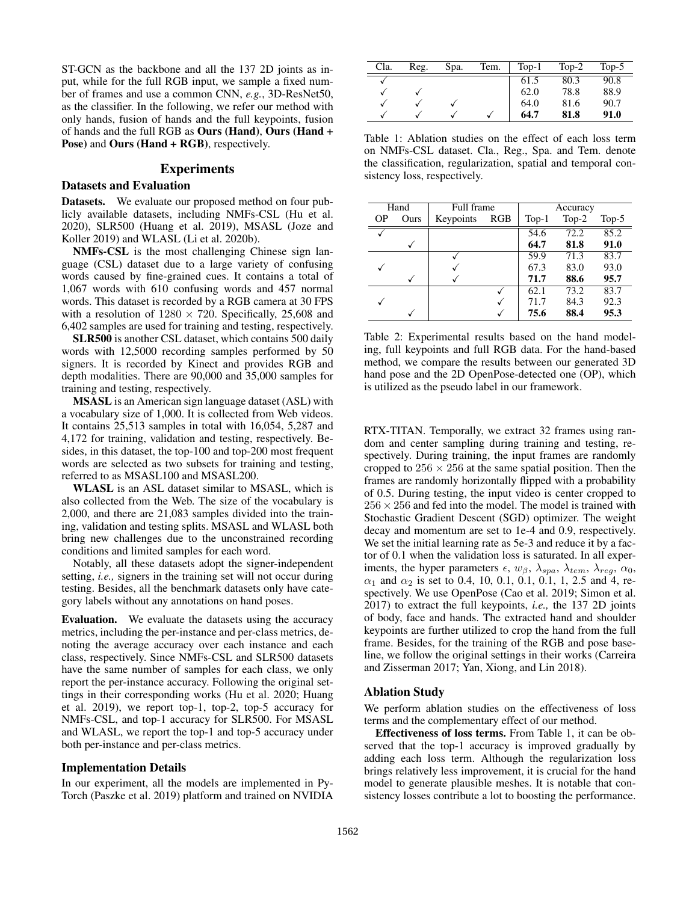ST-GCN as the backbone and all the 137 2D joints as input, while for the full RGB input, we sample a fixed number of frames and use a common CNN, *e.g.*, 3D-ResNet50, as the classifier. In the following, we refer our method with only hands, fusion of hands and the full keypoints, fusion of hands and the full RGB as **Ours (Hand)**, **Ours (Hand + Pose)** and **Ours (Hand + RGB)**, respectively.

## Experiments

### Datasets and Evaluation

**Datasets.** We evaluate our proposed method on four publicly available datasets, including NMFs-CSL (Hu et al. 2020), SLR500 (Huang et al. 2019), MSASL (Joze and Koller 2019) and WLASL (Li et al. 2020b).

**NMFs-CSL** is the most challenging Chinese sign language (CSL) dataset due to a large variety of confusing words caused by fine-grained cues. It contains a total of 1,067 words with 610 confusing words and 457 normal words. This dataset is recorded by a RGB camera at 30 FPS with a resolution of $1280 \times 720$. Specifically, 25,608 and 6,402 samples are used for training and testing, respectively.

**SLR500** is another CSL dataset, which contains 500 daily words with 12,5000 recording samples performed by 50 signers. It is recorded by Kinect and provides RGB and depth modalities. There are 90,000 and 35,000 samples for training and testing, respectively.

**MSASL** is an American sign language dataset (ASL) with a vocabulary size of 1,000. It is collected from Web videos. It contains 25,513 samples in total with 16,054, 5,287 and 4,172 for training, validation and testing, respectively. Besides, in this dataset, the top-100 and top-200 most frequent words are selected as two subsets for training and testing, referred to as MSASL100 and MSASL200.

**WLASL** is an ASL dataset similar to MSASL, which is also collected from the Web. The size of the vocabulary is 2,000, and there are 21,083 samples divided into the training, validation and testing splits. MSASL and WLASL both bring new challenges due to the unconstrained recording conditions and limited samples for each word.

Notably, all these datasets adopt the signer-independent setting, *i.e.,* signers in the training set will not occur during testing. Besides, all the benchmark datasets only have category labels without any annotations on hand poses.

**Evaluation.** We evaluate the datasets using the accuracy metrics, including the per-instance and per-class metrics, denoting the average accuracy over each instance and each class, respectively. Since NMFs-CSL and SLR500 datasets have the same number of samples for each class, we only report the per-instance accuracy. Following the original settings in their corresponding works (Hu et al. 2020; Huang et al. 2019), we report top-1, top-2, top-5 accuracy for NMFs-CSL, and top-1 accuracy for SLR500. For MSASL and WLASL, we report the top-1 and top-5 accuracy under both per-instance and per-class metrics.

### Implementation Details

In our experiment, all the models are implemented in PyTorch (Paszke et al. 2019) platform and trained on NVIDIA RTX-TITAN. Temporally, we extract 32 frames using random and center sampling during training and testing, respectively. During training, the input frames are randomly cropped to $256 \times 256$ at the same spatial position. Then the frames are randomly horizontally flipped with a probability of 0.5. During testing, the input video is center cropped to $256 \times 256$ and fed into the model. The model is trained with Stochastic Gradient Descent (SGD) optimizer. The weight decay and momentum are set to 1e-4 and 0.9, respectively. We set the initial learning rate as 5e-3 and reduce it by a factor of 0.1 when the validation loss is saturated. In all experiments, the hyper parameters $\epsilon$, $w_\beta$, $\lambda_{spa}$, $\lambda_{tem}$, $\lambda_{reg}$, $\alpha_0$, $\alpha_1$ and $\alpha_2$ is set to 0.4, 10, 0.1, 0.1, 0.1, 1, 2.5 and 4, respectively. We use OpenPose (Cao et al. 2019; Simon et al. 2017) to extract the full keypoints, *i.e.,* the 137 2D joints of body, face and hands. The extracted hand and shoulder keypoints are further utilized to crop the hand from the full frame. Besides, for the training of the RGB and pose baseline, we follow the original settings in their works (Carreira and Zisserman 2017; Yan, Xiong, and Lin 2018).

| Cla. | Reg. | Spa. | Tem. | Top-1 | Top-2 | Top-5 |
|---|---|---|---|---|---|---|
| ✓ | | | | 61.5 | 80.3 | 90.8 |
| ✓ | ✓ | | | 62.0 | 78.8 | 88.9 |
| ✓ | ✓ | ✓ | | 64.0 | 81.6 | 90.7 |
| ✓ | ✓ | ✓ | ✓ | **64.7** | **81.8** | **91.0** |

Table 1: Ablation studies on the effect of each loss term on NMFs-CSL dataset. Cla., Reg., Spa. and Tem. denote the classification, regularization, spatial and temporal consistency loss, respectively.

| Hand | | Full frame | | Accuracy | | |
|---|---|---|---|---|---|---|
| OP | Ours | Keypoints | RGB | Top-1 | Top-2 | Top-5 |
| ✓ | | | | 54.6 | 72.2 | 85.2 |
| | ✓ | | | **64.7** | **81.8** | **91.0** |
| | | ✓ | | 59.9 | 71.3 | 83.7 |
| ✓ | | ✓ | | 67.3 | 83.0 | 93.0 |
| | ✓ | ✓ | | **71.7** | **88.6** | **95.7** |
| | | | ✓ | 62.1 | 73.2 | 83.7 |
| ✓ | | | ✓ | 71.7 | 84.3 | 92.3 |
| | ✓ | | ✓ | **75.6** | **88.4** | **95.3** |

Table 2: Experimental results based on the hand modeling, full keypoints and full RGB data. For the hand-based method, we compare the results between our generated 3D hand pose and the 2D OpenPose-detected one (OP), which is utilized as the pseudo label in our framework.

### Ablation Study

We perform ablation studies on the effectiveness of loss terms and the complementary effect of our method.

**Effectiveness of loss terms.** From Table 1, it can be observed that the top-1 accuracy is improved gradually by adding each loss term. Although the regularization loss brings relatively less improvement, it is crucial for the hand model to generate plausible meshes. It is notable that consistency losses contribute a lot to boosting the performance.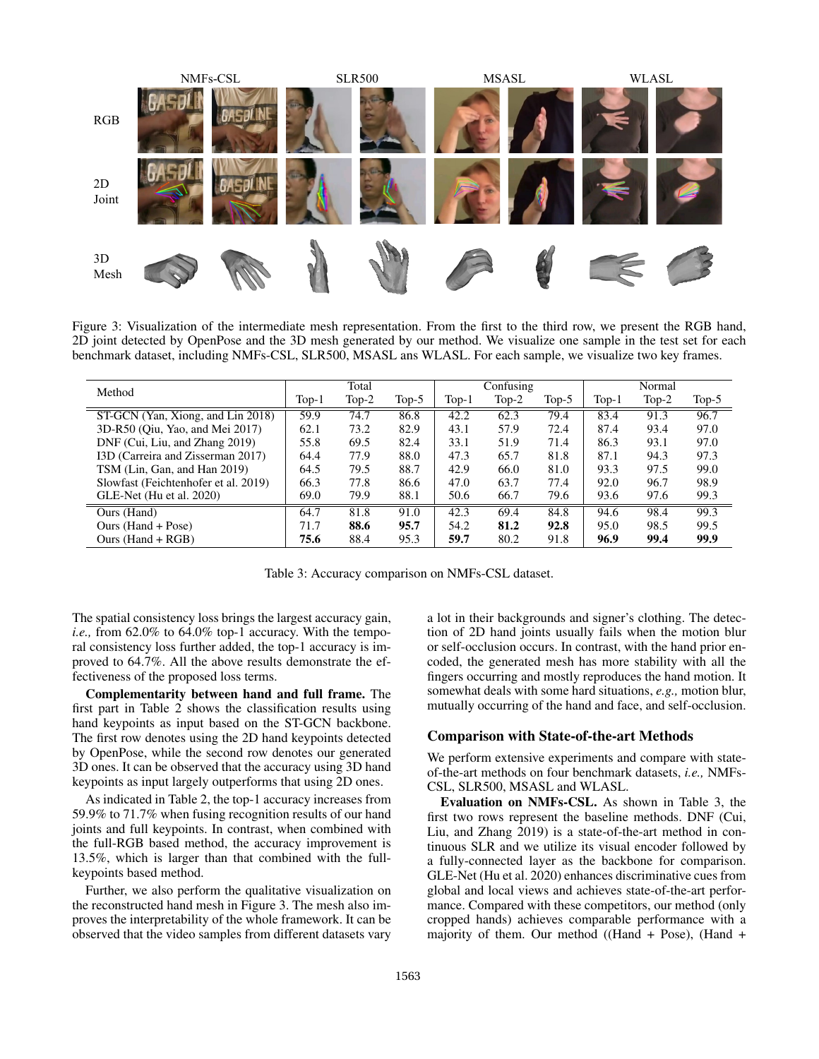Figure 3: Visualization of the intermediate mesh representation. From the first to the third row, we present the RGB hand, 2D joint detected by OpenPose and the 3D mesh generated by our method. We visualize one sample in the test set for each benchmark dataset, including NMFs-CSL, SLR500, MSASL ans WLASL. For each sample, we visualize two key frames.

| Method | Total | | | Confusing | | | Normal | | |
|---|---|---|---|---|---|---|---|---|---|
| | Top-1 | Top-2 | Top-5 | Top-1 | Top-2 | Top-5 | Top-1 | Top-2 | Top-5 |
| ST-GCN (Yan, Xiong, and Lin 2018) | 59.9 | 74.7 | 86.8 | 42.2 | 62.3 | 79.4 | 83.4 | 91.3 | 96.7 |
| 3D-R50 (Qiu, Yao, and Mei 2017) | 62.1 | 73.2 | 82.9 | 43.1 | 57.9 | 72.4 | 87.4 | 93.4 | 97.0 |
| DNF (Cui, Liu, and Zhang 2019) | 55.8 | 69.5 | 82.4 | 33.1 | 51.9 | 71.4 | 86.3 | 93.1 | 97.0 |
| I3D (Carreira and Zisserman 2017) | 64.4 | 77.9 | 88.0 | 47.3 | 65.7 | 81.8 | 87.1 | 94.3 | 97.3 |
| TSM (Lin, Gan, and Han 2019) | 64.5 | 79.5 | 88.7 | 42.9 | 66.0 | 81.0 | 93.3 | 97.5 | 99.0 |
| Slowfast (Feichtenhofer et al. 2019) | 66.3 | 77.8 | 86.6 | 47.0 | 63.7 | 77.4 | 92.0 | 96.7 | 98.9 |
| GLE-Net (Hu et al. 2020) | 69.0 | 79.9 | 88.1 | 50.6 | 66.7 | 79.6 | 93.6 | 97.6 | 99.3 |
| Ours (Hand) | 64.7 | 81.8 | 91.0 | 42.3 | 69.4 | 84.8 | 94.6 | 98.4 | 99.3 |
| Ours (Hand + Pose) | 71.7 | **88.6** | **95.7** | 54.2 | **81.2** | **92.8** | 95.0 | 98.5 | 99.5 |
| Ours (Hand + RGB) | **75.6** | 88.4 | 95.3 | **59.7** | 80.2 | 91.8 | **96.9** | **99.4** | **99.9** |

Table 3: Accuracy comparison on NMFs-CSL dataset.

The spatial consistency loss brings the largest accuracy gain, *i.e.,* from 62.0% to 64.0% top-1 accuracy. With the temporal consistency loss further added, the top-1 accuracy is improved to 64.7%. All the above results demonstrate the effectiveness of the proposed loss terms.

**Complementarity between hand and full frame.** The first part in Table 2 shows the classification results using hand keypoints as input based on the ST-GCN backbone. The first row denotes using the 2D hand keypoints detected by OpenPose, while the second row denotes our generated 3D ones. It can be observed that the accuracy using 3D hand keypoints as input largely outperforms that using 2D ones.

As indicated in Table 2, the top-1 accuracy increases from 59.9% to 71.7% when fusing recognition results of our hand joints and full keypoints. In contrast, when combined with the full-RGB based method, the accuracy improvement is 13.5%, which is larger than that combined with the full-keypoints based method.

Further, we also perform the qualitative visualization on the reconstructed hand mesh in Figure 3. The mesh also improves the interpretability of the whole framework. It can be observed that the video samples from different datasets vary a lot in their backgrounds and signer's clothing. The detection of 2D hand joints usually fails when the motion blur or self-occlusion occurs. In contrast, with the hand prior encoded, the generated mesh has more stability with all the fingers occurring and mostly reproduces the hand motion. It somewhat deals with some hard situations, *e.g.,* motion blur, mutually occurring of the hand and face, and self-occlusion.

## Comparison with State-of-the-art Methods

We perform extensive experiments and compare with state-of-the-art methods on four benchmark datasets, *i.e.,* NMFs-CSL, SLR500, MSASL and WLASL.

**Evaluation on NMFs-CSL.** As shown in Table 3, the first two rows represent the baseline methods. DNF (Cui, Liu, and Zhang 2019) is a state-of-the-art method in continuous SLR and we utilize its visual encoder followed by a fully-connected layer as the backbone for comparison. GLE-Net (Hu et al. 2020) enhances discriminative cues from global and local views and achieves state-of-the-art performance. Compared with these competitors, our method (only cropped hands) achieves comparable performance with a majority of them. Our method ((Hand + Pose), (Hand +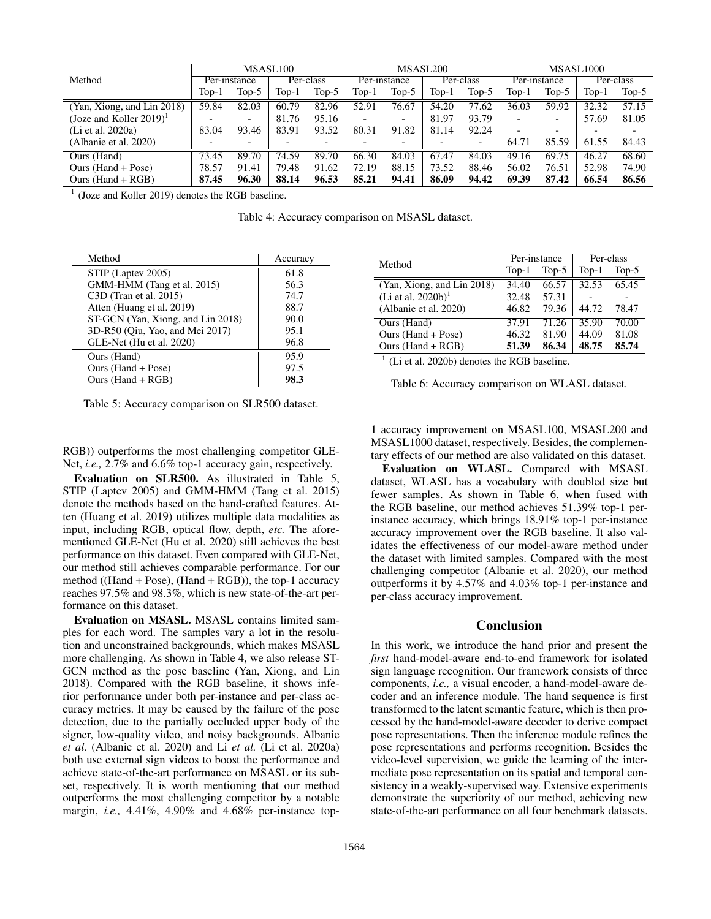| Method | MSASL100 | | | | MSASL200 | | | | MSASL1000 | | | |
|---|---|---|---|---|---|---|---|---|---|---|---|---|
| | Per-instance | | Per-class | | Per-instance | | Per-class | | Per-instance | | Per-class | |
| | Top-1 | Top-5 | Top-1 | Top-5 | Top-1 | Top-5 | Top-1 | Top-5 | Top-1 | Top-5 | Top-1 | Top-5 |
| (Yan, Xiong, and Lin 2018) | 59.84 | 82.03 | 60.79 | 82.96 | 52.91 | 76.67 | 54.20 | 77.62 | 36.03 | 59.92 | 32.32 | 57.15 |
| (Joze and Koller 2019)[1] | - | - | 81.76 | 95.16 | - | - | 81.97 | 93.79 | - | - | 57.69 | 81.05 |
| (Li et al. 2020a) | 83.04 | 93.46 | 83.91 | 93.52 | 80.31 | 91.82 | 81.14 | 92.24 | - | - | - | - |
| (Albanie et al. 2020) | - | - | - | - | - | - | - | - | 64.71 | 85.59 | 61.55 | 84.43 |
| Ours (Hand) | 73.45 | 89.70 | 74.59 | 89.70 | 66.30 | 84.03 | 67.47 | 84.03 | 49.16 | 69.75 | 46.27 | 68.60 |
| Ours (Hand + Pose) | 78.57 | 91.41 | 79.48 | 91.62 | 72.19 | 88.15 | 73.52 | 88.46 | 56.02 | 76.51 | 52.98 | 74.90 |
| Ours (Hand + RGB) | **87.45** | **96.30** | **88.14** | **96.53** | **85.21** | **94.41** | **86.09** | **94.42** | **69.39** | **87.42** | **66.54** | **86.56** |

[1] (Joze and Koller 2019) denotes the RGB baseline.

Table 4: Accuracy comparison on MSASL dataset.

| Method | Accuracy |
|---|---|
| STIP (Laptev 2005) | 61.8 |
| GMM-HMM (Tang et al. 2015) | 56.3 |
| C3D (Tran et al. 2015) | 74.7 |
| Atten (Huang et al. 2019) | 88.7 |
| ST-GCN (Yan, Xiong, and Lin 2018) | 90.0 |
| 3D-R50 (Qiu, Yao, and Mei 2017) | 95.1 |
| GLE-Net (Hu et al. 2020) | 96.8 |
| Ours (Hand) | 95.9 |
| Ours (Hand + Pose) | 97.5 |
| Ours (Hand + RGB) | **98.3** |

Table 5: Accuracy comparison on SLR500 dataset.

| Method | Per-instance | | Per-class | |
|---|---|---|---|---|
| | Top-1 | Top-5 | Top-1 | Top-5 |
| (Yan, Xiong, and Lin 2018) | 34.40 | 66.57 | 32.53 | 65.45 |
| (Li et al. 2020b)[1] | 32.48 | 57.31 | - | - |
| (Albanie et al. 2020) | 46.82 | 79.36 | 44.72 | 78.47 |
| Ours (Hand) | 37.91 | 71.26 | 35.90 | 70.00 |
| Ours (Hand + Pose) | 46.32 | 81.90 | 44.09 | 81.08 |
| Ours (Hand + RGB) | **51.39** | **86.34** | **48.75** | **85.74** |

[1] (Li et al. 2020b) denotes the RGB baseline.

Table 6: Accuracy comparison on WLASL dataset.

RGB)) outperforms the most challenging competitor GLE-Net, *i.e.,* 2.7% and 6.6% top-1 accuracy gain, respectively.

**Evaluation on SLR500.** As illustrated in Table 5, STIP (Laptev 2005) and GMM-HMM (Tang et al. 2015) denote the methods based on the hand-crafted features. Atten (Huang et al. 2019) utilizes multiple data modalities as input, including RGB, optical flow, depth, *etc.* The aforementioned GLE-Net (Hu et al. 2020) still achieves the best performance on this dataset. Even compared with GLE-Net, our method still achieves comparable performance. For our method ((Hand + Pose), (Hand + RGB)), the top-1 accuracy reaches 97.5% and 98.3%, which is new state-of-the-art performance on this dataset.

**Evaluation on MSASL.** MSASL contains limited samples for each word. The samples vary a lot in the resolution and unconstrained backgrounds, which makes MSASL more challenging. As shown in Table 4, we also release ST-GCN method as the pose baseline (Yan, Xiong, and Lin 2018). Compared with the RGB baseline, it shows inferior performance under both per-instance and per-class accuracy metrics. It may be caused by the failure of the pose detection, due to the partially occluded upper body of the signer, low-quality video, and noisy backgrounds. Albanie *et al.* (Albanie et al. 2020) and Li *et al.* (Li et al. 2020a) both use external sign videos to boost the performance and achieve state-of-the-art performance on MSASL or its subset, respectively. It is worth mentioning that our method outperforms the most challenging competitor by a notable margin, *i.e.,* 4.41%, 4.90% and 4.68% per-instance top-1 accuracy improvement on MSASL100, MSASL200 and MSASL1000 dataset, respectively. Besides, the complementary effects of our method are also validated on this dataset.

**Evaluation on WLASL.** Compared with MSASL dataset, WLASL has a vocabulary with doubled size but fewer samples. As shown in Table 6, when fused with the RGB baseline, our method achieves 51.39% top-1 per-instance accuracy, which brings 18.91% top-1 per-instance accuracy improvement over the RGB baseline. It also validates the effectiveness of our model-aware method under the dataset with limited samples. Compared with the most challenging competitor (Albanie et al. 2020), our method outperforms it by 4.57% and 4.03% top-1 per-instance and per-class accuracy improvement.

## Conclusion

In this work, we introduce the hand prior and present the *first* hand-model-aware end-to-end framework for isolated sign language recognition. Our framework consists of three components, *i.e.,* a visual encoder, a hand-model-aware decoder and an inference module. The hand sequence is first transformed to the latent semantic feature, which is then processed by the hand-model-aware decoder to derive compact pose representations. Then the inference module refines the pose representations and performs recognition. Besides the video-level supervision, we guide the learning of the intermediate pose representation on its spatial and temporal consistency in a weakly-supervised way. Extensive experiments demonstrate the superiority of our method, achieving new state-of-the-art performance on all four benchmark datasets.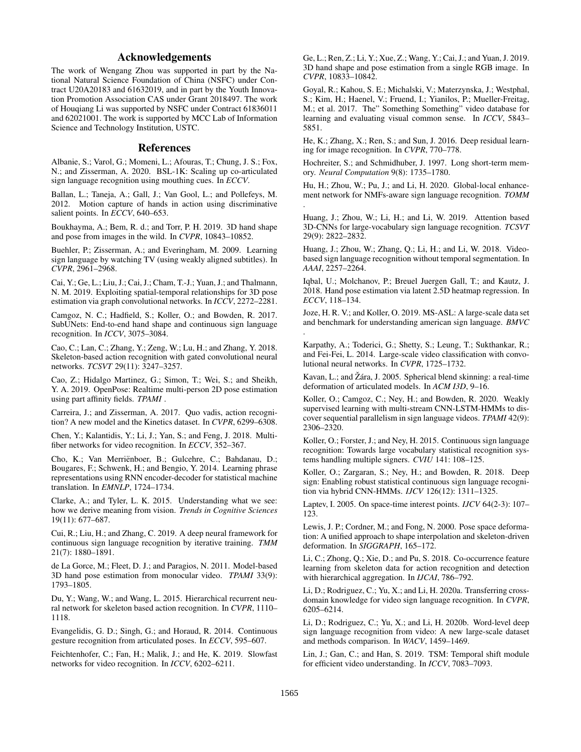## Acknowledgements

The work of Wengang Zhou was supported in part by the National Natural Science Foundation of China (NSFC) under Contract U20A20183 and 61632019, and in part by the Youth Innovation Promotion Association CAS under Grant 2018497. The work of Houqiang Li was supported by NSFC under Contract 61836011 and 62021001. The work is supported by MCC Lab of Information Science and Technology Institution, USTC.

## References

Albanie, S.; Varol, G.; Momeni, L.; Afouras, T.; Chung, J. S.; Fox, N.; and Zisserman, A. 2020. BSL-1K: Scaling up co-articulated sign language recognition using mouthing cues. In *ECCV*.

Ballan, L.; Taneja, A.; Gall, J.; Van Gool, L.; and Pollefeys, M. 2012. Motion capture of hands in action using discriminative salient points. In *ECCV*, 640–653.

Boukhayma, A.; Bem, R. d.; and Torr, P. H. 2019. 3D hand shape and pose from images in the wild. In *CVPR*, 10843–10852.

Buehler, P.; Zisserman, A.; and Everingham, M. 2009. Learning sign language by watching TV (using weakly aligned subtitles). In *CVPR*, 2961–2968.

Cai, Y.; Ge, L.; Liu, J.; Cai, J.; Cham, T.-J.; Yuan, J.; and Thalmann, N. M. 2019. Exploiting spatial-temporal relationships for 3D pose estimation via graph convolutional networks. In *ICCV*, 2272–2281.

Camgoz, N. C.; Hadfield, S.; Koller, O.; and Bowden, R. 2017. SubUNets: End-to-end hand shape and continuous sign language recognition. In *ICCV*, 3075–3084.

Cao, C.; Lan, C.; Zhang, Y.; Zeng, W.; Lu, H.; and Zhang, Y. 2018. Skeleton-based action recognition with gated convolutional neural networks. *TCSVT* 29(11): 3247–3257.

Cao, Z.; Hidalgo Martinez, G.; Simon, T.; Wei, S.; and Sheikh, Y. A. 2019. OpenPose: Realtime multi-person 2D pose estimation using part affinity fields. *TPAMI* .

Carreira, J.; and Zisserman, A. 2017. Quo vadis, action recognition? A new model and the Kinetics dataset. In *CVPR*, 6299–6308.

Chen, Y.; Kalantidis, Y.; Li, J.; Yan, S.; and Feng, J. 2018. Multi-fiber networks for video recognition. In *ECCV*, 352–367.

Cho, K.; Van Merriënboer, B.; Gulcehre, C.; Bahdanau, D.; Bougares, F.; Schwenk, H.; and Bengio, Y. 2014. Learning phrase representations using RNN encoder-decoder for statistical machine translation. In *EMNLP*, 1724–1734.

Clarke, A.; and Tyler, L. K. 2015. Understanding what we see: how we derive meaning from vision. *Trends in Cognitive Sciences* 19(11): 677–687.

Cui, R.; Liu, H.; and Zhang, C. 2019. A deep neural framework for continuous sign language recognition by iterative training. *TMM* 21(7): 1880–1891.

de La Gorce, M.; Fleet, D. J.; and Paragios, N. 2011. Model-based 3D hand pose estimation from monocular video. *TPAMI* 33(9): 1793–1805.

Du, Y.; Wang, W.; and Wang, L. 2015. Hierarchical recurrent neural network for skeleton based action recognition. In *CVPR*, 1110–1118.

Evangelidis, G. D.; Singh, G.; and Horaud, R. 2014. Continuous gesture recognition from articulated poses. In *ECCV*, 595–607.

Feichtenhofer, C.; Fan, H.; Malik, J.; and He, K. 2019. Slowfast networks for video recognition. In *ICCV*, 6202–6211.

Ge, L.; Ren, Z.; Li, Y.; Xue, Z.; Wang, Y.; Cai, J.; and Yuan, J. 2019. 3D hand shape and pose estimation from a single RGB image. In *CVPR*, 10833–10842.

Goyal, R.; Kahou, S. E.; Michalski, V.; Materzynska, J.; Westphal, S.; Kim, H.; Haenel, V.; Fruend, I.; Yianilos, P.; Mueller-Freitag, M.; et al. 2017. The" Something Something" video database for learning and evaluating visual common sense. In *ICCV*, 5843–5851.

He, K.; Zhang, X.; Ren, S.; and Sun, J. 2016. Deep residual learning for image recognition. In *CVPR*, 770–778.

Hochreiter, S.; and Schmidhuber, J. 1997. Long short-term memory. *Neural Computation* 9(8): 1735–1780.

Hu, H.; Zhou, W.; Pu, J.; and Li, H. 2020. Global-local enhancement network for NMFs-aware sign language recognition. *TOMM* .

Huang, J.; Zhou, W.; Li, H.; and Li, W. 2019. Attention based 3D-CNNs for large-vocabulary sign language recognition. *TCSVT* 29(9): 2822–2832.

Huang, J.; Zhou, W.; Zhang, Q.; Li, H.; and Li, W. 2018. Video-based sign language recognition without temporal segmentation. In *AAAI*, 2257–2264.

Iqbal, U.; Molchanov, P.; Breuel Juergen Gall, T.; and Kautz, J. 2018. Hand pose estimation via latent 2.5D heatmap regression. In *ECCV*, 118–134.

Joze, H. R. V.; and Koller, O. 2019. MS-ASL: A large-scale data set and benchmark for understanding american sign language. *BMVC* .

Karpathy, A.; Toderici, G.; Shetty, S.; Leung, T.; Sukthankar, R.; and Fei-Fei, L. 2014. Large-scale video classification with convolutional neural networks. In *CVPR*, 1725–1732.

Kavan, L.; and Žára, J. 2005. Spherical blend skinning: a real-time deformation of articulated models. In *ACM I3D*, 9–16.

Koller, O.; Camgoz, C.; Ney, H.; and Bowden, R. 2020. Weakly supervised learning with multi-stream CNN-LSTM-HMMs to discover sequential parallelism in sign language videos. *TPAMI* 42(9): 2306–2320.

Koller, O.; Forster, J.; and Ney, H. 2015. Continuous sign language recognition: Towards large vocabulary statistical recognition systems handling multiple signers. *CVIU* 141: 108–125.

Koller, O.; Zargaran, S.; Ney, H.; and Bowden, R. 2018. Deep sign: Enabling robust statistical continuous sign language recognition via hybrid CNN-HMMs. *IJCV* 126(12): 1311–1325.

Laptev, I. 2005. On space-time interest points. *IJCV* 64(2-3): 107–123.

Lewis, J. P.; Cordner, M.; and Fong, N. 2000. Pose space deformation: A unified approach to shape interpolation and skeleton-driven deformation. In *SIGGRAPH*, 165–172.

Li, C.; Zhong, Q.; Xie, D.; and Pu, S. 2018. Co-occurrence feature learning from skeleton data for action recognition and detection with hierarchical aggregation. In *IJCAI*, 786–792.

Li, D.; Rodriguez, C.; Yu, X.; and Li, H. 2020a. Transferring cross-domain knowledge for video sign language recognition. In *CVPR*, 6205–6214.

Li, D.; Rodriguez, C.; Yu, X.; and Li, H. 2020b. Word-level deep sign language recognition from video: A new large-scale dataset and methods comparison. In *WACV*, 1459–1469.

Lin, J.; Gan, C.; and Han, S. 2019. TSM: Temporal shift module for efficient video understanding. In *ICCV*, 7083–7093.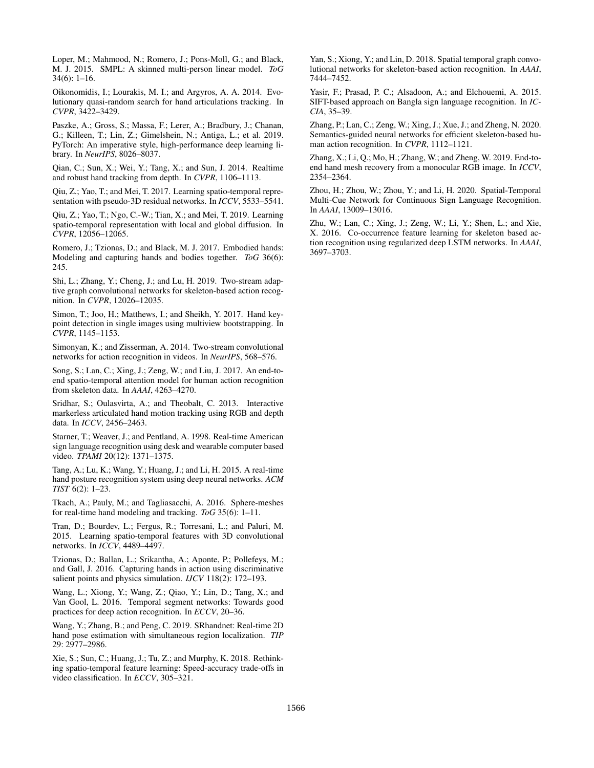Loper, M.; Mahmood, N.; Romero, J.; Pons-Moll, G.; and Black, M. J. 2015. SMPL: A skinned multi-person linear model. *ToG* 34(6): 1–16.

Oikonomidis, I.; Lourakis, M. I.; and Argyros, A. A. 2014. Evolutionary quasi-random search for hand articulations tracking. In *CVPR*, 3422–3429.

Paszke, A.; Gross, S.; Massa, F.; Lerer, A.; Bradbury, J.; Chanan, G.; Killeen, T.; Lin, Z.; Gimelshein, N.; Antiga, L.; et al. 2019. PyTorch: An imperative style, high-performance deep learning library. In *NeurIPS*, 8026–8037.

Qian, C.; Sun, X.; Wei, Y.; Tang, X.; and Sun, J. 2014. Realtime and robust hand tracking from depth. In *CVPR*, 1106–1113.

Qiu, Z.; Yao, T.; and Mei, T. 2017. Learning spatio-temporal representation with pseudo-3D residual networks. In *ICCV*, 5533–5541.

Qiu, Z.; Yao, T.; Ngo, C.-W.; Tian, X.; and Mei, T. 2019. Learning spatio-temporal representation with local and global diffusion. In *CVPR*, 12056–12065.

Romero, J.; Tzionas, D.; and Black, M. J. 2017. Embodied hands: Modeling and capturing hands and bodies together. *ToG* 36(6): 245.

Shi, L.; Zhang, Y.; Cheng, J.; and Lu, H. 2019. Two-stream adaptive graph convolutional networks for skeleton-based action recognition. In *CVPR*, 12026–12035.

Simon, T.; Joo, H.; Matthews, I.; and Sheikh, Y. 2017. Hand keypoint detection in single images using multiview bootstrapping. In *CVPR*, 1145–1153.

Simonyan, K.; and Zisserman, A. 2014. Two-stream convolutional networks for action recognition in videos. In *NeurIPS*, 568–576.

Song, S.; Lan, C.; Xing, J.; Zeng, W.; and Liu, J. 2017. An end-to-end spatio-temporal attention model for human action recognition from skeleton data. In *AAAI*, 4263–4270.

Sridhar, S.; Oulasvirta, A.; and Theobalt, C. 2013. Interactive markerless articulated hand motion tracking using RGB and depth data. In *ICCV*, 2456–2463.

Starner, T.; Weaver, J.; and Pentland, A. 1998. Real-time American sign language recognition using desk and wearable computer based video. *TPAMI* 20(12): 1371–1375.

Tang, A.; Lu, K.; Wang, Y.; Huang, J.; and Li, H. 2015. A real-time hand posture recognition system using deep neural networks. *ACM TIST* 6(2): 1–23.

Tkach, A.; Pauly, M.; and Tagliasacchi, A. 2016. Sphere-meshes for real-time hand modeling and tracking. *ToG* 35(6): 1–11.

Tran, D.; Bourdev, L.; Fergus, R.; Torresani, L.; and Paluri, M. 2015. Learning spatio-temporal features with 3D convolutional networks. In *ICCV*, 4489–4497.

Tzionas, D.; Ballan, L.; Srikantha, A.; Aponte, P.; Pollefeys, M.; and Gall, J. 2016. Capturing hands in action using discriminative salient points and physics simulation. *IJCV* 118(2): 172–193.

Wang, L.; Xiong, Y.; Wang, Z.; Qiao, Y.; Lin, D.; Tang, X.; and Van Gool, L. 2016. Temporal segment networks: Towards good practices for deep action recognition. In *ECCV*, 20–36.

Wang, Y.; Zhang, B.; and Peng, C. 2019. SRhandnet: Real-time 2D hand pose estimation with simultaneous region localization. *TIP* 29: 2977–2986.

Xie, S.; Sun, C.; Huang, J.; Tu, Z.; and Murphy, K. 2018. Rethinking spatio-temporal feature learning: Speed-accuracy trade-offs in video classification. In *ECCV*, 305–321.

Yan, S.; Xiong, Y.; and Lin, D. 2018. Spatial temporal graph convolutional networks for skeleton-based action recognition. In *AAAI*, 7444–7452.

Yasir, F.; Prasad, P. C.; Alsadoon, A.; and Elchouemi, A. 2015. SIFT-based approach on Bangla sign language recognition. In *ICCIA*, 35–39.

Zhang, P.; Lan, C.; Zeng, W.; Xing, J.; Xue, J.; and Zheng, N. 2020. Semantics-guided neural networks for efficient skeleton-based human action recognition. In *CVPR*, 1112–1121.

Zhang, X.; Li, Q.; Mo, H.; Zhang, W.; and Zheng, W. 2019. End-to-end hand mesh recovery from a monocular RGB image. In *ICCV*, 2354–2364.

Zhou, H.; Zhou, W.; Zhou, Y.; and Li, H. 2020. Spatial-Temporal Multi-Cue Network for Continuous Sign Language Recognition. In *AAAI*, 13009–13016.

Zhu, W.; Lan, C.; Xing, J.; Zeng, W.; Li, Y.; Shen, L.; and Xie, X. 2016. Co-occurrence feature learning for skeleton based action recognition using regularized deep LSTM networks. In *AAAI*, 3697–3703.